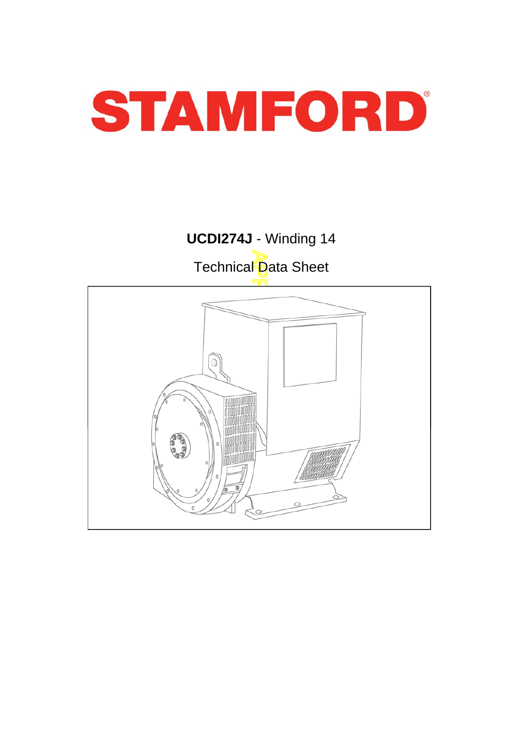# STAMFORD

**UCDI274J** - Winding 14

Technical Data Sheet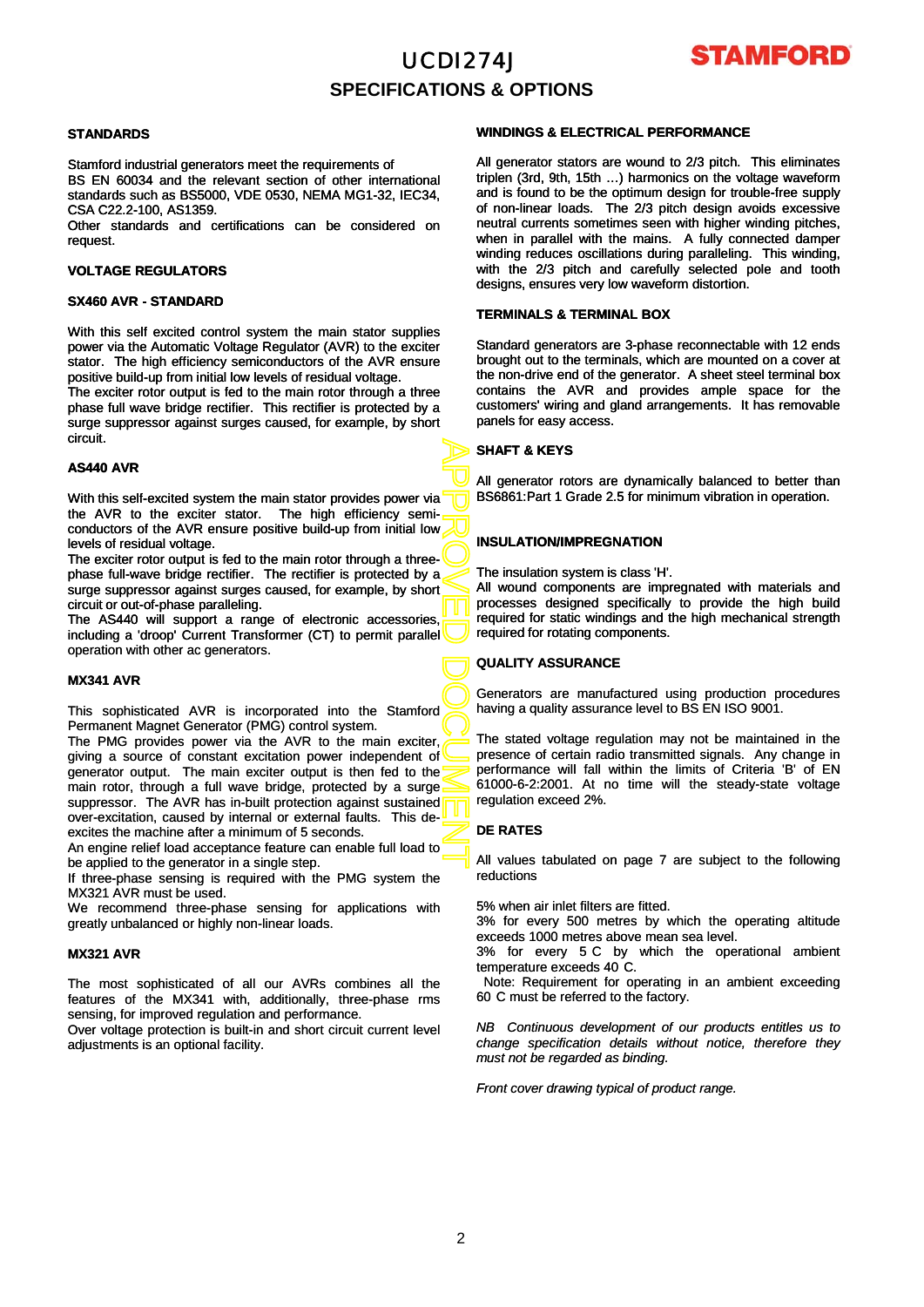# UCDI274J

## SPECIFICATIONS & OPTIONS

### STANDARDS

Stamford industrial generators meet the requirements of BS EN 60034 and the relevant section of other international standards such as BS5000, VDE 0530, NEMA MG1-32, IEC34, CSA C22.2-100, AS1359.
Other standards and certifications can be considered on request.

### VOLTAGE REGULATORS

### SX460 AVR - STANDARD

With this self excited control system the main stator supplies power via the Automatic Voltage Regulator (AVR) to the exciter stator. The high efficiency semiconductors of the AVR ensure positive build-up from initial low levels of residual voltage.
The exciter rotor output is fed to the main rotor through a three phase full wave bridge rectifier. This rectifier is protected by a surge suppressor against surges caused, for example, by short circuit.

### AS440 AVR

With this self-excited system the main stator provides power via the AVR to the exciter stator. The high efficiency semi-conductors of the AVR ensure positive build-up from initial low levels of residual voltage.
The exciter rotor output is fed to the main rotor through a three-phase full-wave bridge rectifier. The rectifier is protected by a surge suppressor against surges caused, for example, by short circuit or out-of-phase paralleling.
The AS440 will support a range of electronic accessories, including a 'droop' Current Transformer (CT) to permit parallel operation with other ac generators.

### MX341 AVR

This sophisticated AVR is incorporated into the Stamford Permanent Magnet Generator (PMG) control system.
The PMG provides power via the AVR to the main exciter, giving a source of constant excitation power independent of generator output. The main exciter output is then fed to the main rotor, through a full wave bridge, protected by a surge suppressor. The AVR has in-built protection against sustained over-excitation, caused by internal or external faults. This de-excites the machine after a minimum of 5 seconds.
An engine relief load acceptance feature can enable full load to be applied to the generator in a single step.
If three-phase sensing is required with the PMG system the MX321 AVR must be used.
We recommend three-phase sensing for applications with greatly unbalanced or highly non-linear loads.

### MX321 AVR

The most sophisticated of all our AVRs combines all the features of the MX341 with, additionally, three-phase rms sensing, for improved regulation and performance.
Over voltage protection is built-in and short circuit current level adjustments is an optional facility.

### WINDINGS & ELECTRICAL PERFORMANCE

All generator stators are wound to 2/3 pitch. This eliminates triplen (3rd, 9th, 15th …) harmonics on the voltage waveform and is found to be the optimum design for trouble-free supply of non-linear loads. The 2/3 pitch design avoids excessive neutral currents sometimes seen with higher winding pitches, when in parallel with the mains. A fully connected damper winding reduces oscillations during paralleling. This winding, with the 2/3 pitch and carefully selected pole and tooth designs, ensures very low waveform distortion.

### TERMINALS & TERMINAL BOX

Standard generators are 3-phase reconnectable with 12 ends brought out to the terminals, which are mounted on a cover at the non-drive end of the generator. A sheet steel terminal box contains the AVR and provides ample space for the customers' wiring and gland arrangements. It has removable panels for easy access.

### SHAFT & KEYS

All generator rotors are dynamically balanced to better than BS6861:Part 1 Grade 2.5 for minimum vibration in operation.

### INSULATION/IMPREGNATION

The insulation system is class 'H'.
All wound components are impregnated with materials and processes designed specifically to provide the high build required for static windings and the high mechanical strength required for rotating components.

### QUALITY ASSURANCE

Generators are manufactured using production procedures having a quality assurance level to BS EN ISO 9001.

The stated voltage regulation may not be maintained in the presence of certain radio transmitted signals. Any change in performance will fall within the limits of Criteria 'B' of EN 61000-6-2:2001. At no time will the steady-state voltage regulation exceed 2%.

### DE RATES

All values tabulated on page 7 are subject to the following reductions

5% when air inlet filters are fitted.
3% for every 500 metres by which the operating altitude exceeds 1000 metres above mean sea level.
3% for every 5 C by which the operational ambient temperature exceeds 40 C.
Note: Requirement for operating in an ambient exceeding 60 C must be referred to the factory.

*NB Continuous development of our products entitles us to change specification details without notice, therefore they must not be regarded as binding.*

*Front cover drawing typical of product range.*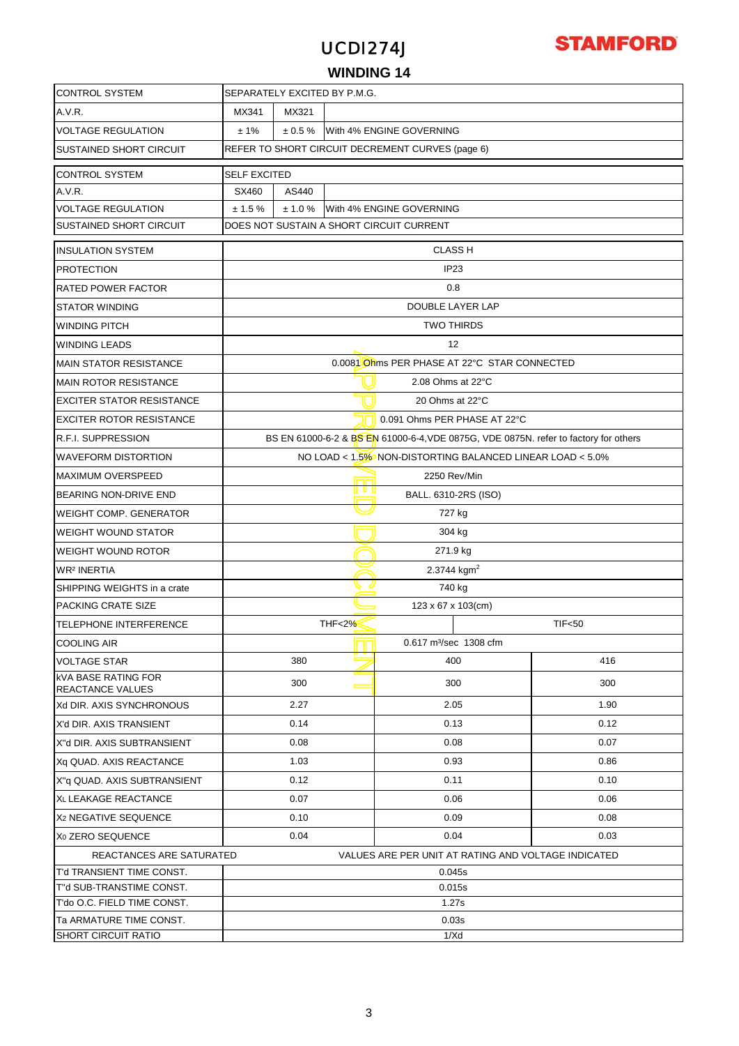# UCDI274J

## WINDING 14

| CONTROL SYSTEM | SEPARATELY EXCITED BY P.M.G. | | |
|---|---|---|---|
| A.V.R. | MX341 | MX321 | |
| VOLTAGE REGULATION | ± 1% | ± 0.5 % | With 4% ENGINE GOVERNING |
| SUSTAINED SHORT CIRCUIT | REFER TO SHORT CIRCUIT DECREMENT CURVES (page 6) | | |

| CONTROL SYSTEM | SELF EXCITED | | |
|---|---|---|---|
| A.V.R. | SX460 | AS440 | |
| VOLTAGE REGULATION | ± 1.5 % | ± 1.0 % | With 4% ENGINE GOVERNING |
| SUSTAINED SHORT CIRCUIT | DOES NOT SUSTAIN A SHORT CIRCUIT CURRENT | | |

| INSULATION SYSTEM | CLASS H | | |
|---|---|---|---|
| PROTECTION | IP23 | | |
| RATED POWER FACTOR | 0.8 | | |
| STATOR WINDING | DOUBLE LAYER LAP | | |
| WINDING PITCH | TWO THIRDS | | |
| WINDING LEADS | 12 | | |
| MAIN STATOR RESISTANCE | 0.0081 Ohms PER PHASE AT 22°C STAR CONNECTED | | |
| MAIN ROTOR RESISTANCE | 2.08 Ohms at 22°C | | |
| EXCITER STATOR RESISTANCE | 20 Ohms at 22°C | | |
| EXCITER ROTOR RESISTANCE | 0.091 Ohms PER PHASE AT 22°C | | |
| R.F.I. SUPPRESSION | BS EN 61000-6-2 & BS EN 61000-6-4,VDE 0875G, VDE 0875N. refer to factory for others | | |
| WAVEFORM DISTORTION | NO LOAD < 1.5% NON-DISTORTING BALANCED LINEAR LOAD < 5.0% | | |
| MAXIMUM OVERSPEED | 2250 Rev/Min | | |
| BEARING NON-DRIVE END | BALL. 6310-2RS (ISO) | | |
| WEIGHT COMP. GENERATOR | 727 kg | | |
| WEIGHT WOUND STATOR | 304 kg | | |
| WEIGHT WOUND ROTOR | 271.9 kg | | |
| WR² INERTIA | 2.3744 kgm$^2$ | | |
| SHIPPING WEIGHTS in a crate | 740 kg | | |
| PACKING CRATE SIZE | 123 x 67 x 103(cm) | | |
| TELEPHONE INTERFERENCE | THF<2% | TIF<50 | |
| COOLING AIR | 0.617 m³/sec 1308 cfm | | |
| VOLTAGE STAR | 380 | 400 | 416 |
| kVA BASE RATING FOR REACTANCE VALUES | 300 | 300 | 300 |
| Xd DIR. AXIS SYNCHRONOUS | 2.27 | 2.05 | 1.90 |
| X'd DIR. AXIS TRANSIENT | 0.14 | 0.13 | 0.12 |
| X''d DIR. AXIS SUBTRANSIENT | 0.08 | 0.08 | 0.07 |
| Xq QUAD. AXIS REACTANCE | 1.03 | 0.93 | 0.86 |
| X''q QUAD. AXIS SUBTRANSIENT | 0.12 | 0.11 | 0.10 |
| XL LEAKAGE REACTANCE | 0.07 | 0.06 | 0.06 |
| X2 NEGATIVE SEQUENCE | 0.10 | 0.09 | 0.08 |
| X0 ZERO SEQUENCE | 0.04 | 0.04 | 0.03 |
| REACTANCES ARE SATURATED | VALUES ARE PER UNIT AT RATING AND VOLTAGE INDICATED | | |
| T'd TRANSIENT TIME CONST. | 0.045s | | |
| T''d SUB-TRANSTIME CONST. | 0.015s | | |
| T'do O.C. FIELD TIME CONST. | 1.27s | | |
| Ta ARMATURE TIME CONST. | 0.03s | | |
| SHORT CIRCUIT RATIO | 1/Xd | | |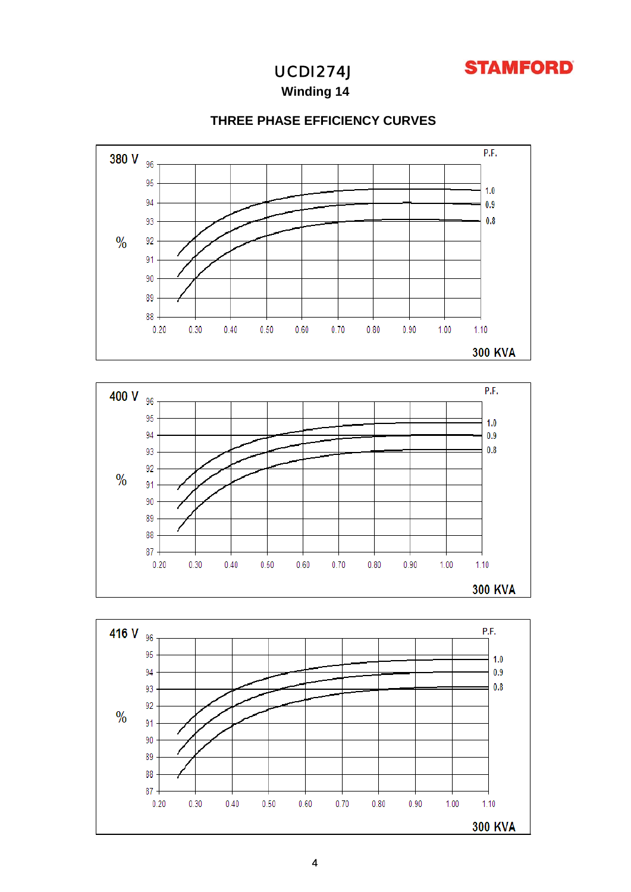# UCDI274J

**Winding 14**

## THREE PHASE EFFICIENCY CURVES

380 V

P.F.

% 

96, 95, 94, 93, 92, 91, 90, 89, 88

1.0
0.9
0.8

0.20 0.30 0.40 0.50 0.60 0.70 0.80 0.90 1.00 1.10

300 KVA

400 V

P.F.

%

96, 95, 94, 93, 92, 91, 90, 89, 88, 87

1.0
0.9
0.8

0.20 0.30 0.40 0.50 0.60 0.70 0.80 0.90 1.00 1.10

300 KVA

416 V

P.F.

%

96, 95, 94, 93, 92, 91, 90, 89, 88, 87

1.0
0.9
0.8

0.20 0.30 0.40 0.50 0.60 0.70 0.80 0.90 1.00 1.10

300 KVA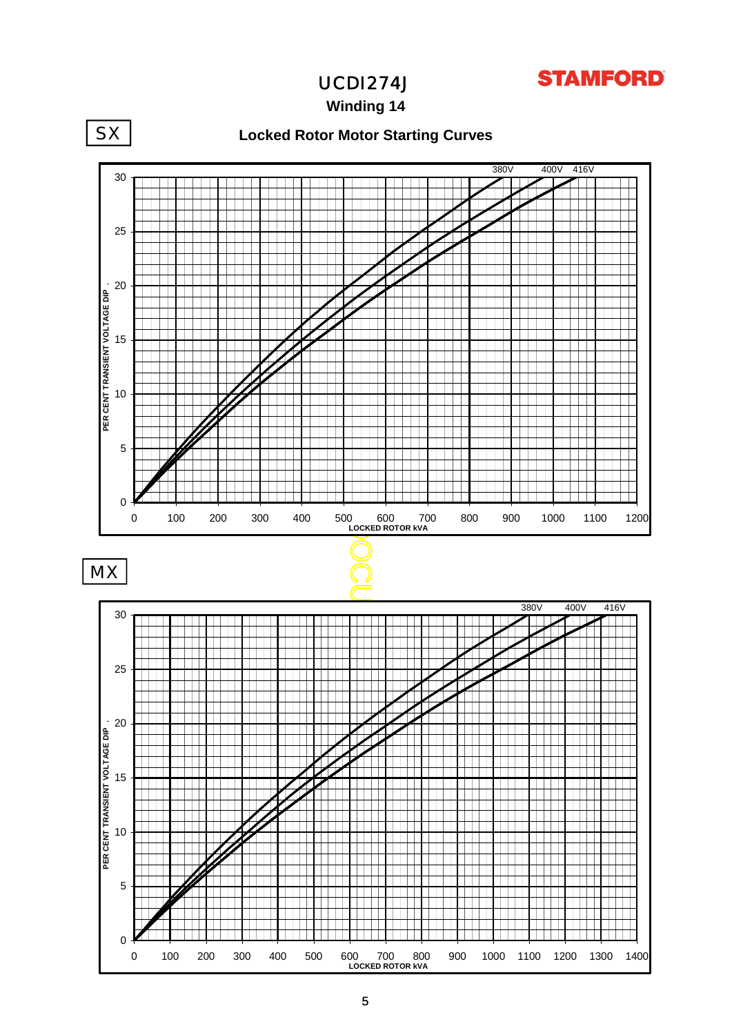# UCDI274J

**STAMFORD**

## Winding 14

SX

### Locked Rotor Motor Starting Curves

380V 400V 416V

PER CENT TRANSIENT VOLTAGE DIP

LOCKED ROTOR kVA

MX

380V 400V 416V

PER CENT TRANSIENT VOLTAGE DIP

LOCKED ROTOR kVA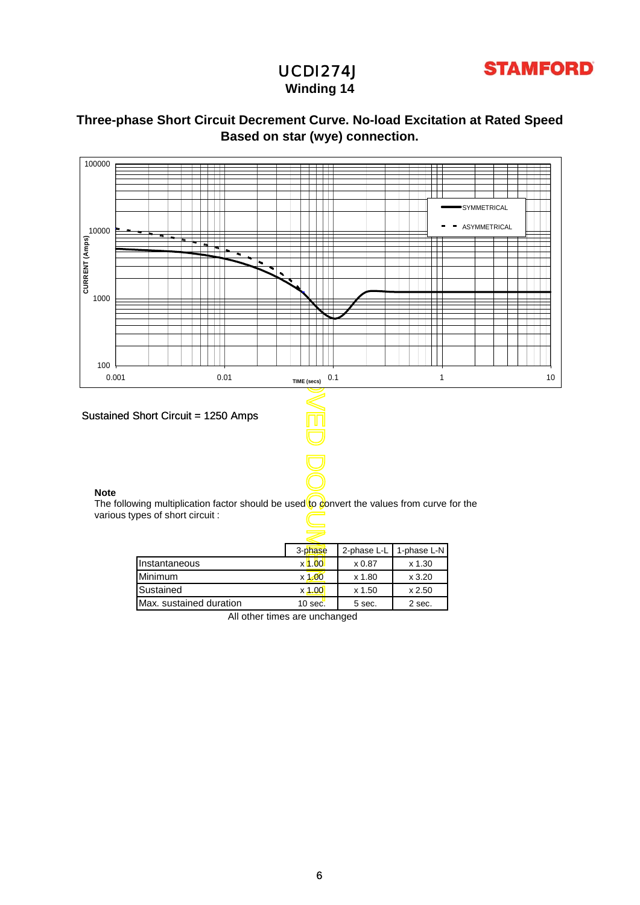# UCDI274J
## Winding 14

### Three-phase Short Circuit Decrement Curve. No-load Excitation at Rated Speed
### Based on star (wye) connection.

Sustained Short Circuit = 1250 Amps

**Note**

The following multiplication factor should be used to convert the values from curve for the various types of short circuit :

| | 3-phase | 2-phase L-L | 1-phase L-N |
|---|---|---|---|
| Instantaneous | x 1.00 | x 0.87 | x 1.30 |
| Minimum | x 1.00 | x 1.80 | x 3.20 |
| Sustained | x 1.00 | x 1.50 | x 2.50 |
| Max. sustained duration | 10 sec. | 5 sec. | 2 sec. |

All other times are unchanged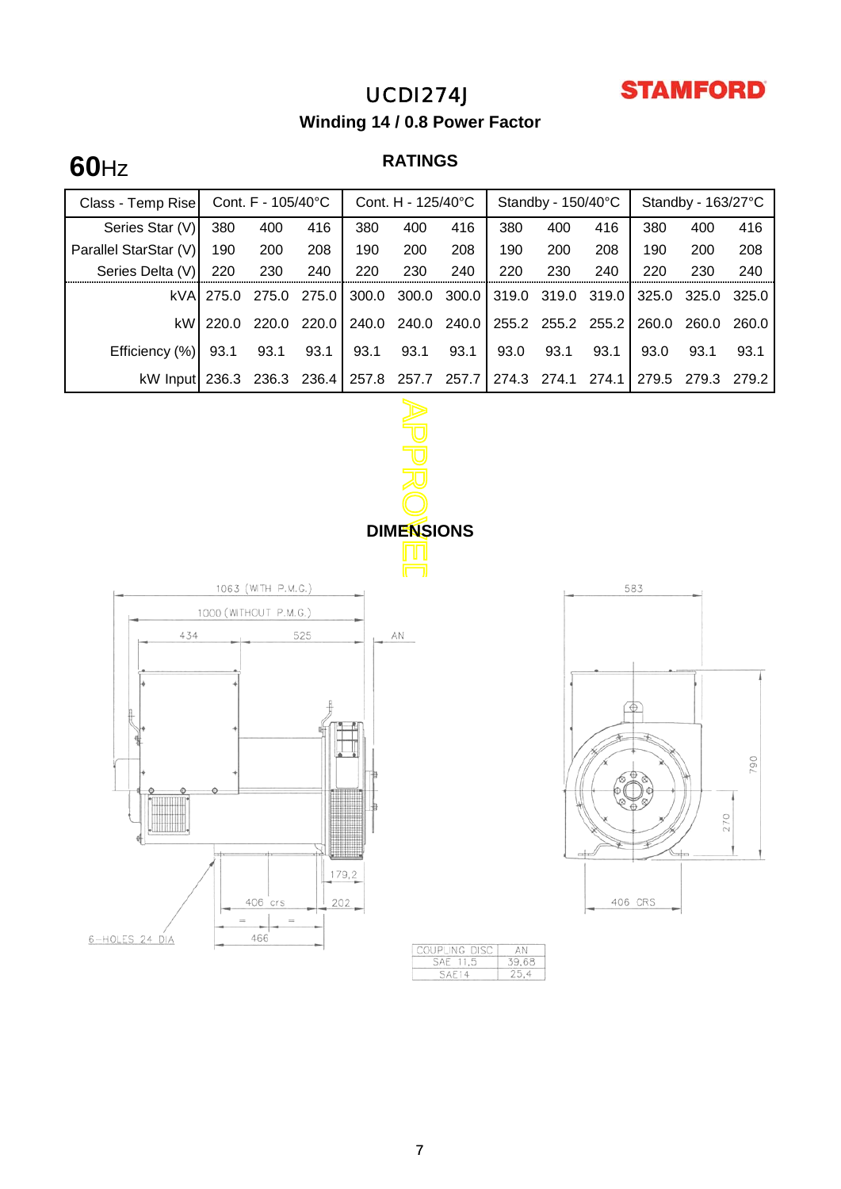# UCDI274J

**STAMFORD**

### Winding 14 / 0.8 Power Factor

## 60Hz

### RATINGS

| Class - Temp Rise | Cont. F - 105/40°C | | | Cont. H - 125/40°C | | | Standby - 150/40°C | | | Standby - 163/27°C | | |
|---|---|---|---|---|---|---|---|---|---|---|---|---|
| Series Star (V) | 380 | 400 | 416 | 380 | 400 | 416 | 380 | 400 | 416 | 380 | 400 | 416 |
| Parallel StarStar (V) | 190 | 200 | 208 | 190 | 200 | 208 | 190 | 200 | 208 | 190 | 200 | 208 |
| Series Delta (V) | 220 | 230 | 240 | 220 | 230 | 240 | 220 | 230 | 240 | 220 | 230 | 240 |
| kVA | 275.0 | 275.0 | 275.0 | 300.0 | 300.0 | 300.0 | 319.0 | 319.0 | 319.0 | 325.0 | 325.0 | 325.0 |
| kW | 220.0 | 220.0 | 220.0 | 240.0 | 240.0 | 240.0 | 255.2 | 255.2 | 255.2 | 260.0 | 260.0 | 260.0 |
| Efficiency (%) | 93.1 | 93.1 | 93.1 | 93.1 | 93.1 | 93.1 | 93.0 | 93.1 | 93.1 | 93.0 | 93.1 | 93.1 |
| kW Input | 236.3 | 236.3 | 236.4 | 257.8 | 257.7 | 257.7 | 274.3 | 274.1 | 274.1 | 279.5 | 279.3 | 279.2 |

APPROVED

### DIMENSIONS

1063 (WITH P.M.G.)
1000 (WITHOUT P.M.G.)
434 525 AN
179,2
406 crs 202
466
6-HOLES 24 DIA

583
790
270
406 CRS

| COUPLING DISC | AN |
|---|---|
| SAE 11.5 | 39.68 |
| SAE14 | 25.4 |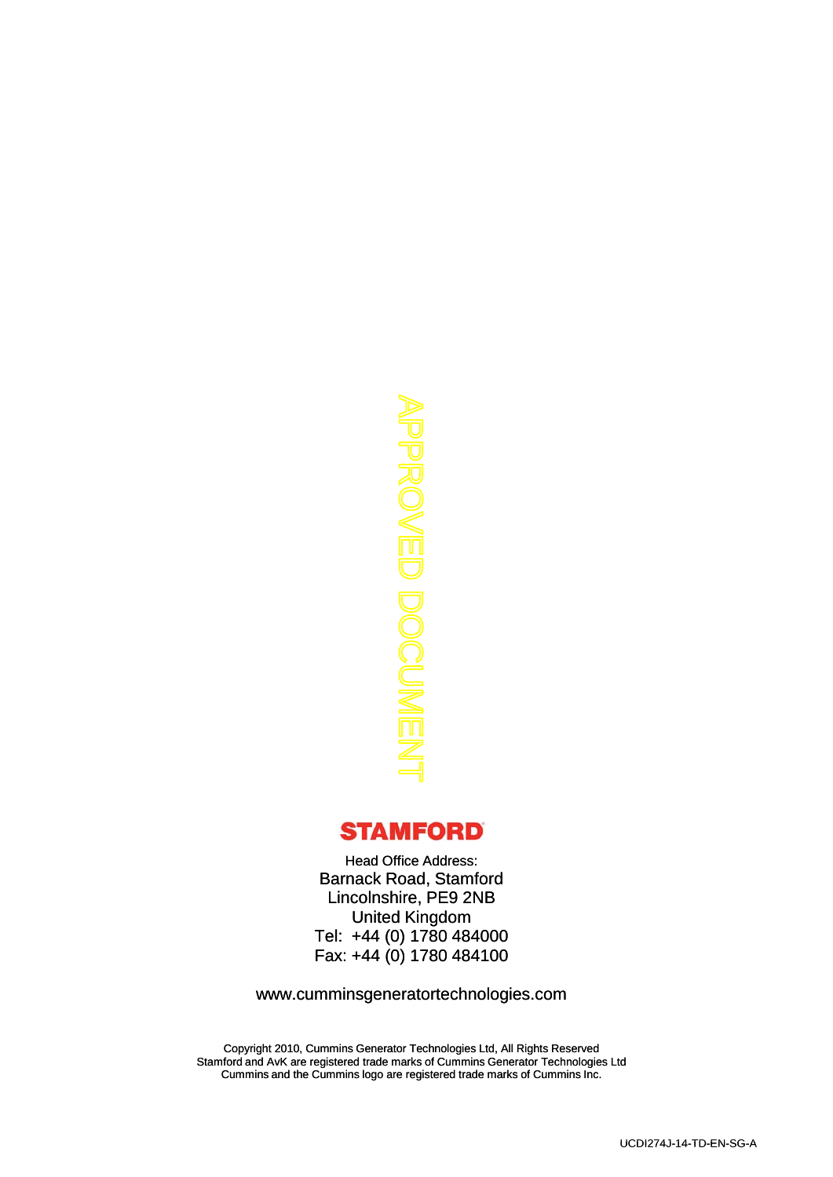APPROVED DOCUMENT

**STAMFORD**

Head Office Address:
Barnack Road, Stamford
Lincolnshire, PE9 2NB
United Kingdom
Tel: +44 (0) 1780 484000
Fax: +44 (0) 1780 484100

www.cumminsgeneratortechnologies.com

Copyright 2010, Cummins Generator Technologies Ltd, All Rights Reserved
Stamford and AvK are registered trade marks of Cummins Generator Technologies Ltd
Cummins and the Cummins logo are registered trade marks of Cummins Inc.

UCDI274J-14-TD-EN-SG-A